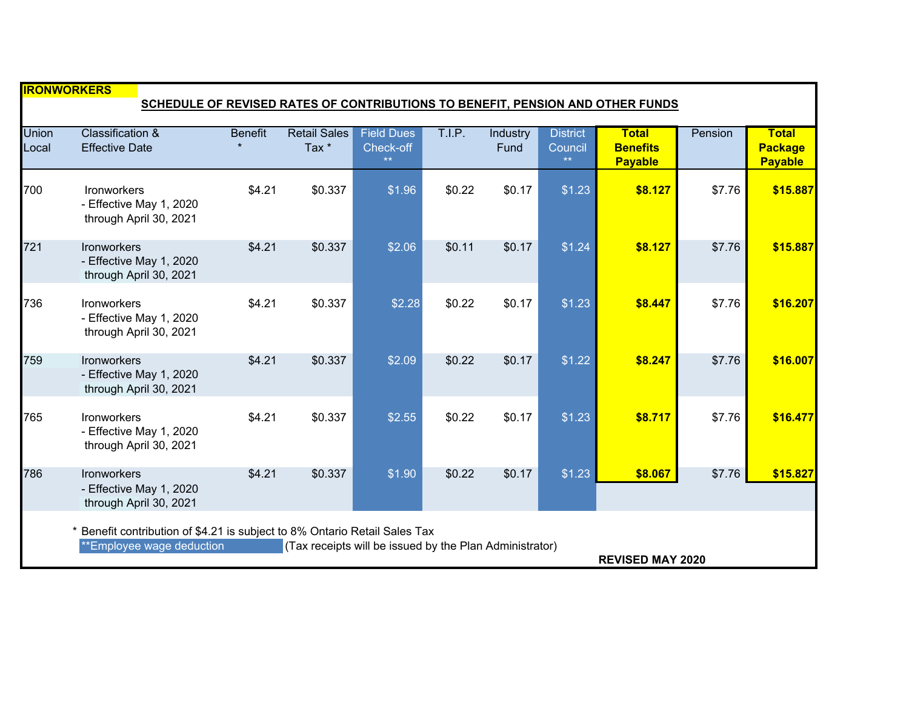**IRONWORKERS**

**SCHEDULE OF REVISED RATES OF CONTRIBUTIONS TO BENEFIT, PENSION AND OTHER FUNDS**

| Union Local | Classification & Effective Date | Benefit * | Retail Sales Tax * | Field Dues Check-off ** | T.I.P. | Industry Fund | District Council ** | **Total Benefits Payable** | Pension | **Total Package Payable** |
|---|---|---|---|---|---|---|---|---|---|---|
| 700 | Ironworkers - Effective May 1, 2020 through April 30, 2021 | $4.21 | $0.337 | $1.96 | $0.22 | $0.17 | $1.23 | **$8.127** | $7.76 | **$15.887** |
| 721 | Ironworkers - Effective May 1, 2020 through April 30, 2021 | $4.21 | $0.337 | $2.06 | $0.11 | $0.17 | $1.24 | **$8.127** | $7.76 | **$15.887** |
| 736 | Ironworkers - Effective May 1, 2020 through April 30, 2021 | $4.21 | $0.337 | $2.28 | $0.22 | $0.17 | $1.23 | **$8.447** | $7.76 | **$16.207** |
| 759 | Ironworkers - Effective May 1, 2020 through April 30, 2021 | $4.21 | $0.337 | $2.09 | $0.22 | $0.17 | $1.22 | **$8.247** | $7.76 | **$16.007** |
| 765 | Ironworkers - Effective May 1, 2020 through April 30, 2021 | $4.21 | $0.337 | $2.55 | $0.22 | $0.17 | $1.23 | **$8.717** | $7.76 | **$16.477** |
| 786 | Ironworkers - Effective May 1, 2020 through April 30, 2021 | $4.21 | $0.337 | $1.90 | $0.22 | $0.17 | $1.23 | **$8.067** | $7.76 | **$15.827** |

\* Benefit contribution of $4.21 is subject to 8% Ontario Retail Sales Tax

**Employee wage deduction (Tax receipts will be issued by the Plan Administrator)

**REVISED MAY 2020**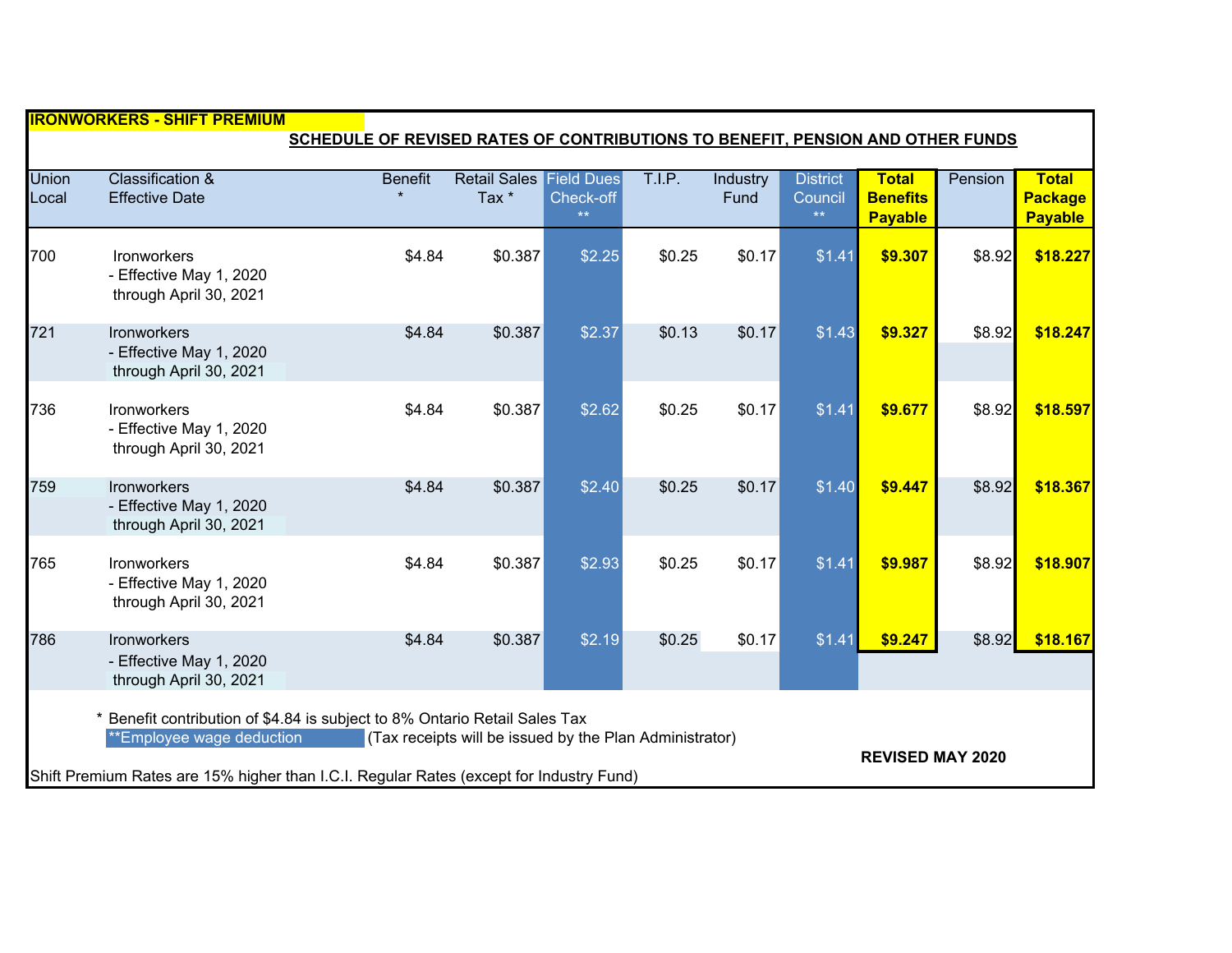**IRONWORKERS - SHIFT PREMIUM**

**SCHEDULE OF REVISED RATES OF CONTRIBUTIONS TO BENEFIT, PENSION AND OTHER FUNDS**

| Union Local | Classification & Effective Date | Benefit * | Retail Sales Tax * | Field Dues Check-off ** | T.I.P. | Industry Fund | District Council ** | Total Benefits Payable | Pension | Total Package Payable |
|---|---|---|---|---|---|---|---|---|---|---|
| 700 | Ironworkers - Effective May 1, 2020 through April 30, 2021 | $4.84 | $0.387 | $2.25 | $0.25 | $0.17 | $1.41 | **$9.307** | $8.92 | **$18.227** |
| 721 | Ironworkers - Effective May 1, 2020 through April 30, 2021 | $4.84 | $0.387 | $2.37 | $0.13 | $0.17 | $1.43 | **$9.327** | $8.92 | **$18.247** |
| 736 | Ironworkers - Effective May 1, 2020 through April 30, 2021 | $4.84 | $0.387 | $2.62 | $0.25 | $0.17 | $1.41 | **$9.677** | $8.92 | **$18.597** |
| 759 | Ironworkers - Effective May 1, 2020 through April 30, 2021 | $4.84 | $0.387 | $2.40 | $0.25 | $0.17 | $1.40 | **$9.447** | $8.92 | **$18.367** |
| 765 | Ironworkers - Effective May 1, 2020 through April 30, 2021 | $4.84 | $0.387 | $2.93 | $0.25 | $0.17 | $1.41 | **$9.987** | $8.92 | **$18.907** |
| 786 | Ironworkers - Effective May 1, 2020 through April 30, 2021 | $4.84 | $0.387 | $2.19 | $0.25 | $0.17 | $1.41 | **$9.247** | $8.92 | **$18.167** |

\* Benefit contribution of $4.84 is subject to 8% Ontario Retail Sales Tax

**Employee wage deduction (Tax receipts will be issued by the Plan Administrator)

**REVISED MAY 2020**

Shift Premium Rates are 15% higher than I.C.I. Regular Rates (except for Industry Fund)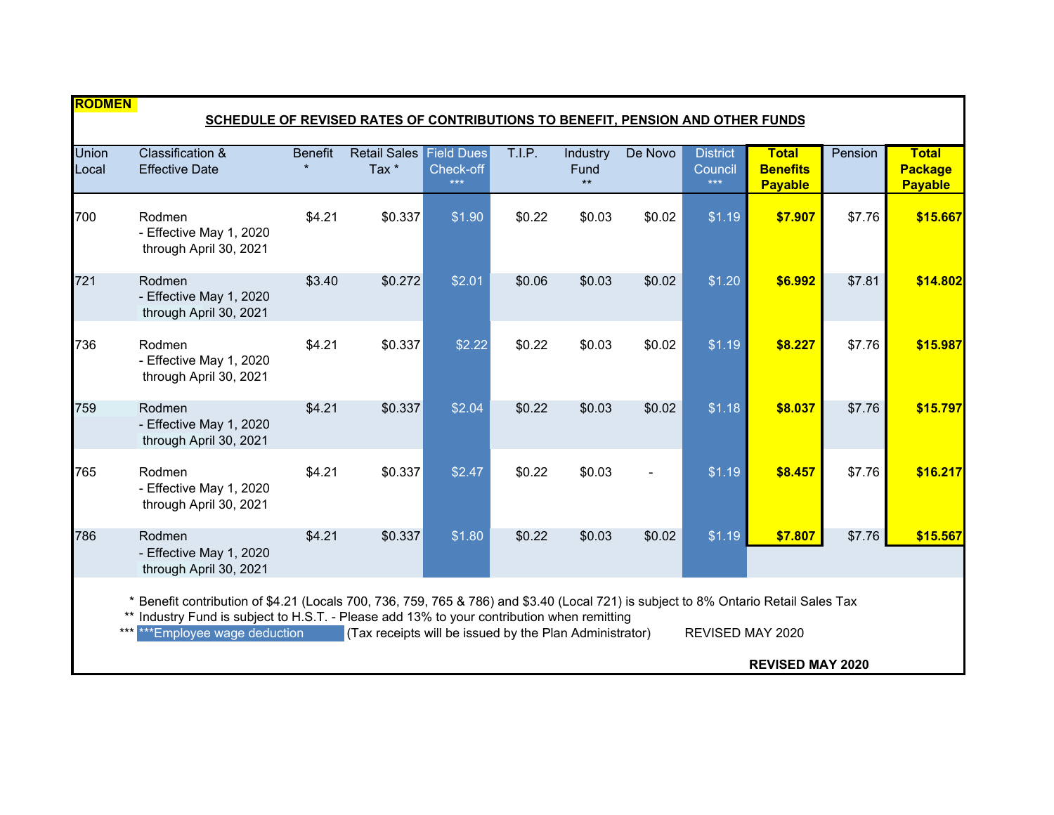**RODMEN**

**SCHEDULE OF REVISED RATES OF CONTRIBUTIONS TO BENEFIT, PENSION AND OTHER FUNDS**

| Union Local | Classification & Effective Date | Benefit * | Retail Sales Tax * | Field Dues Check-off *** | T.I.P. | Industry Fund ** | De Novo | District Council *** | Total Benefits Payable | Pension | Total Package Payable |
|---|---|---|---|---|---|---|---|---|---|---|---|
| 700 | Rodmen - Effective May 1, 2020 through April 30, 2021 | $4.21 | $0.337 | $1.90 | $0.22 | $0.03 | $0.02 | $1.19 | **$7.907** | $7.76 | **$15.667** |
| 721 | Rodmen - Effective May 1, 2020 through April 30, 2021 | $3.40 | $0.272 | $2.01 | $0.06 | $0.03 | $0.02 | $1.20 | **$6.992** | $7.81 | **$14.802** |
| 736 | Rodmen - Effective May 1, 2020 through April 30, 2021 | $4.21 | $0.337 | $2.22 | $0.22 | $0.03 | $0.02 | $1.19 | **$8.227** | $7.76 | **$15.987** |
| 759 | Rodmen - Effective May 1, 2020 through April 30, 2021 | $4.21 | $0.337 | $2.04 | $0.22 | $0.03 | $0.02 | $1.18 | **$8.037** | $7.76 | **$15.797** |
| 765 | Rodmen - Effective May 1, 2020 through April 30, 2021 | $4.21 | $0.337 | $2.47 | $0.22 | $0.03 | - | $1.19 | **$8.457** | $7.76 | **$16.217** |
| 786 | Rodmen - Effective May 1, 2020 through April 30, 2021 | $4.21 | $0.337 | $1.80 | $0.22 | $0.03 | $0.02 | $1.19 | **$7.807** | $7.76 | **$15.567** |

\* Benefit contribution of $4.21 (Locals 700, 736, 759, 765 & 786) and $3.40 (Local 721) is subject to 8% Ontario Retail Sales Tax

** Industry Fund is subject to H.S.T. - Please add 13% to your contribution when remitting

*** ***Employee wage deduction (Tax receipts will be issued by the Plan Administrator) REVISED MAY 2020

**REVISED MAY 2020**